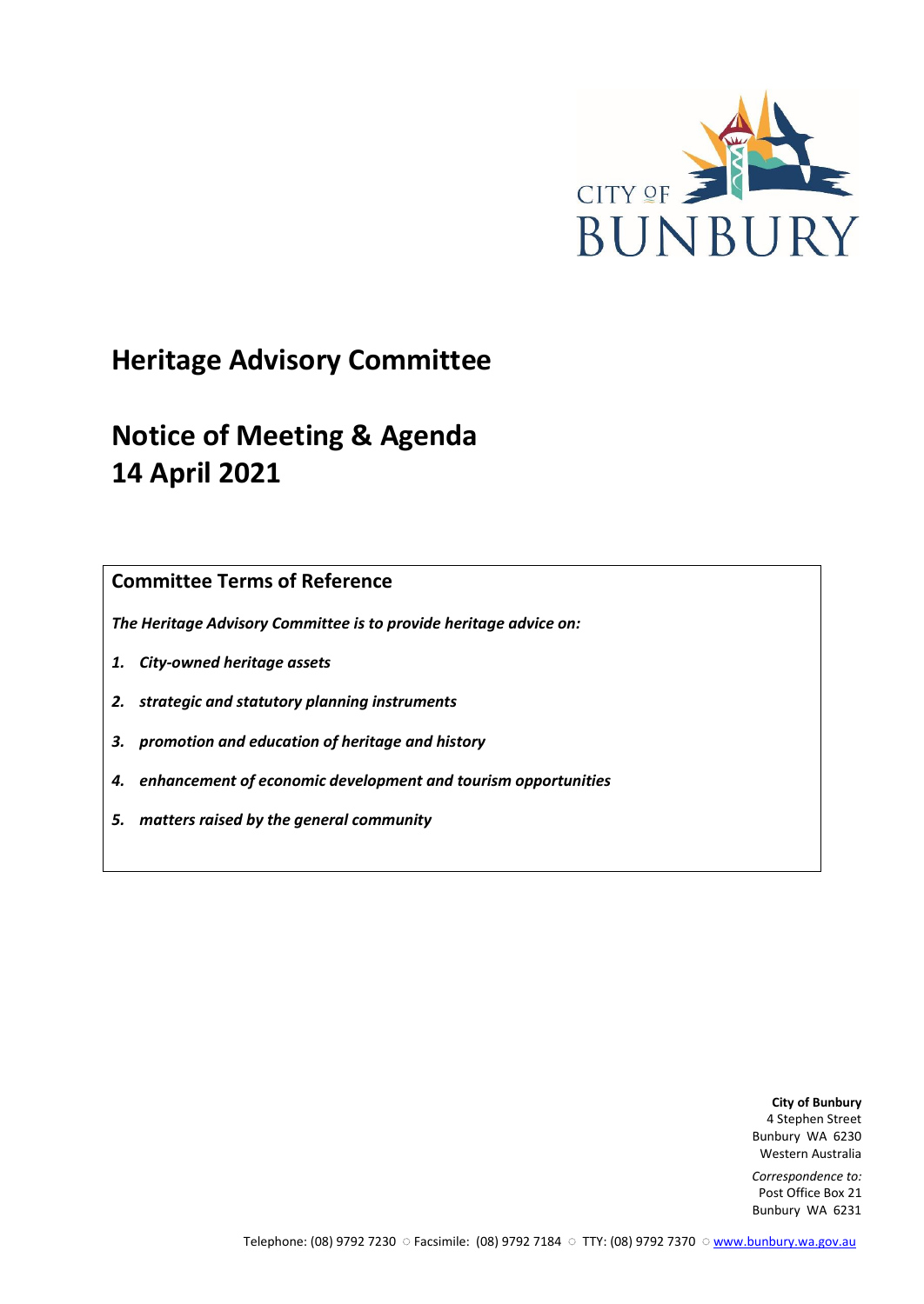CITY OF BUNBURY

# Heritage Advisory Committee

# Notice of Meeting & Agenda
# 14 April 2021

## Committee Terms of Reference

***The Heritage Advisory Committee is to provide heritage advice on:***

1. ***City-owned heritage assets***
2. ***strategic and statutory planning instruments***
3. ***promotion and education of heritage and history***
4. ***enhancement of economic development and tourism opportunities***
5. ***matters raised by the general community***

**City of Bunbury**
4 Stephen Street
Bunbury WA 6230
Western Australia

*Correspondence to:*
Post Office Box 21
Bunbury WA 6231

Telephone: (08) 9792 7230 ○ Facsimile: (08) 9792 7184 ○ TTY: (08) 9792 7370 ○ www.bunbury.wa.gov.au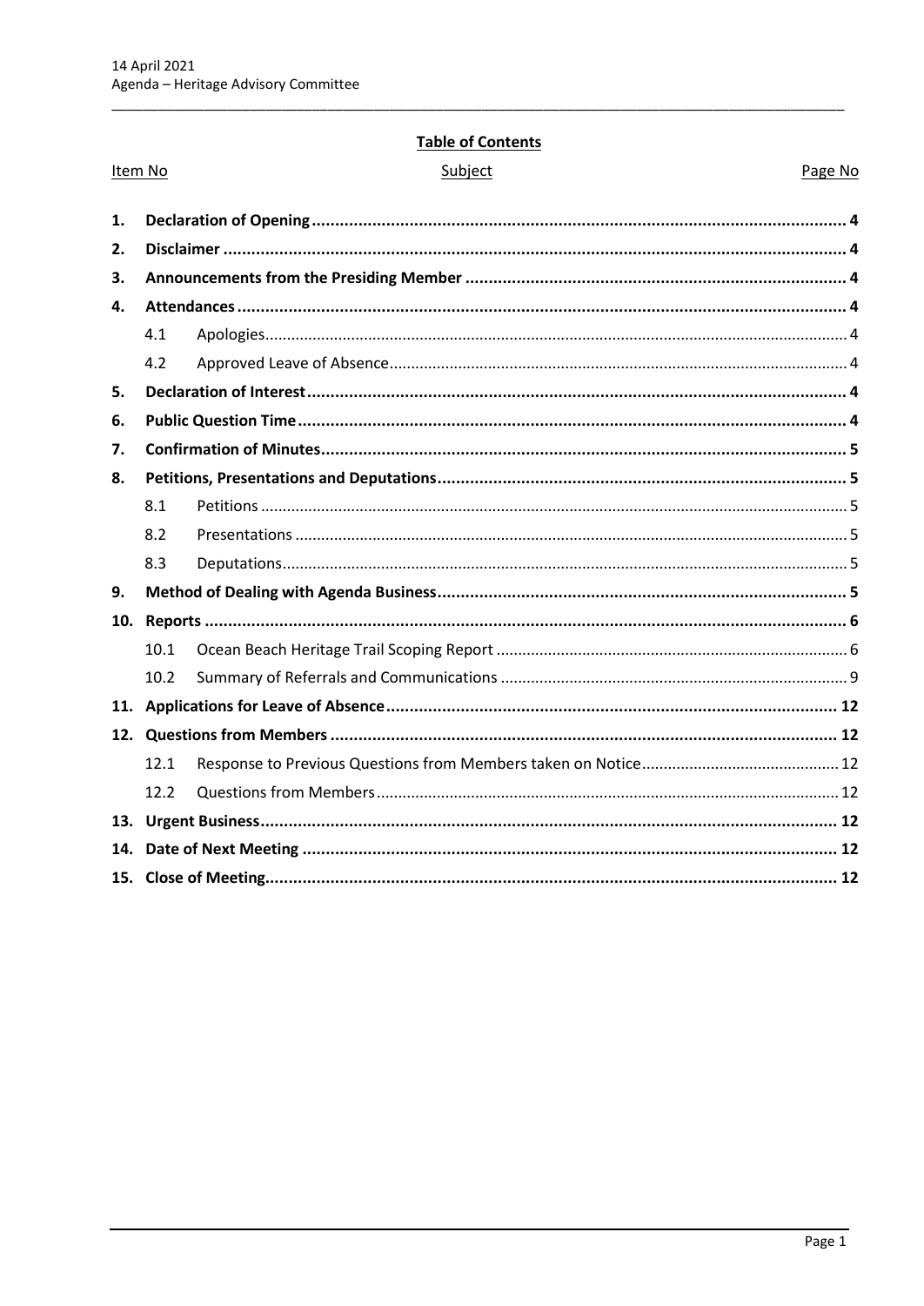## Table of Contents

| Item No | | Subject | Page No |
|---|---|---|---|
| **1.** | | **Declaration of Opening** | **4** |
| **2.** | | **Disclaimer** | **4** |
| **3.** | | **Announcements from the Presiding Member** | **4** |
| **4.** | | **Attendances** | **4** |
| | 4.1 | Apologies | 4 |
| | 4.2 | Approved Leave of Absence | 4 |
| **5.** | | **Declaration of Interest** | **4** |
| **6.** | | **Public Question Time** | **4** |
| **7.** | | **Confirmation of Minutes** | **5** |
| **8.** | | **Petitions, Presentations and Deputations** | **5** |
| | 8.1 | Petitions | 5 |
| | 8.2 | Presentations | 5 |
| | 8.3 | Deputations | 5 |
| **9.** | | **Method of Dealing with Agenda Business** | **5** |
| **10.** | | **Reports** | **6** |
| | 10.1 | Ocean Beach Heritage Trail Scoping Report | 6 |
| | 10.2 | Summary of Referrals and Communications | 9 |
| **11.** | | **Applications for Leave of Absence** | **12** |
| **12.** | | **Questions from Members** | **12** |
| | 12.1 | Response to Previous Questions from Members taken on Notice | 12 |
| | 12.2 | Questions from Members | 12 |
| **13.** | | **Urgent Business** | **12** |
| **14.** | | **Date of Next Meeting** | **12** |
| **15.** | | **Close of Meeting** | **12** |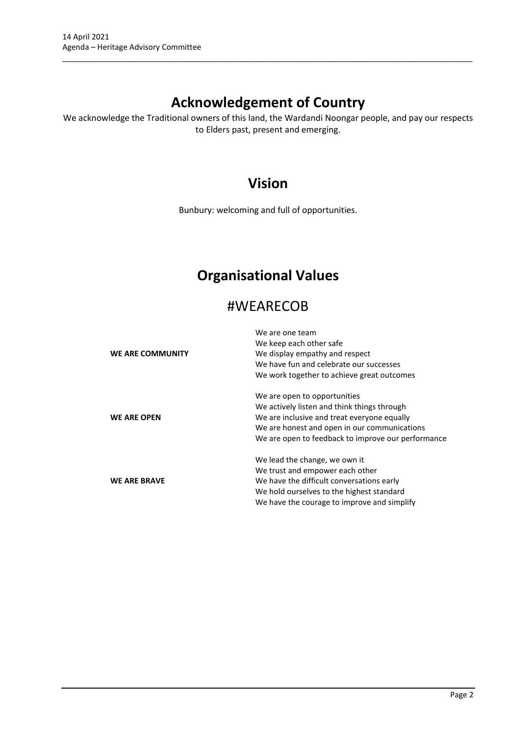# Acknowledgement of Country

We acknowledge the Traditional owners of this land, the Wardandi Noongar people, and pay our respects to Elders past, present and emerging.

# Vision

Bunbury: welcoming and full of opportunities.

# Organisational Values

## #WEARECOB

| | |
|---|---|
| **WE ARE COMMUNITY** | We are one team<br>We keep each other safe<br>We display empathy and respect<br>We have fun and celebrate our successes<br>We work together to achieve great outcomes |
| **WE ARE OPEN** | We are open to opportunities<br>We actively listen and think things through<br>We are inclusive and treat everyone equally<br>We are honest and open in our communications<br>We are open to feedback to improve our performance |
| **WE ARE BRAVE** | We lead the change, we own it<br>We trust and empower each other<br>We have the difficult conversations early<br>We hold ourselves to the highest standard<br>We have the courage to improve and simplify |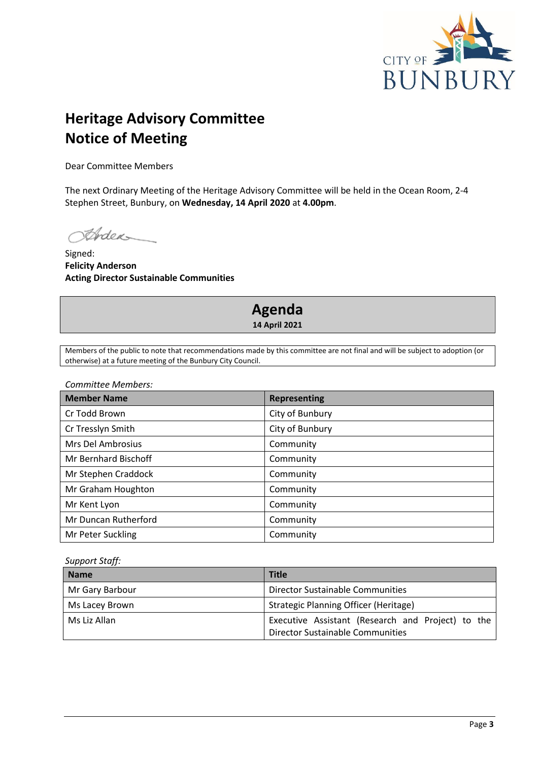# Heritage Advisory Committee
# Notice of Meeting

Dear Committee Members

The next Ordinary Meeting of the Heritage Advisory Committee will be held in the Ocean Room, 2-4 Stephen Street, Bunbury, on **Wednesday, 14 April 2020** at **4.00pm**.

Signed:
**Felicity Anderson**
**Acting Director Sustainable Communities**

## Agenda
**14 April 2021**

Members of the public to note that recommendations made by this committee are not final and will be subject to adoption (or otherwise) at a future meeting of the Bunbury City Council.

*Committee Members:*

| Member Name | Representing |
|---|---|
| Cr Todd Brown | City of Bunbury |
| Cr Tresslyn Smith | City of Bunbury |
| Mrs Del Ambrosius | Community |
| Mr Bernhard Bischoff | Community |
| Mr Stephen Craddock | Community |
| Mr Graham Houghton | Community |
| Mr Kent Lyon | Community |
| Mr Duncan Rutherford | Community |
| Mr Peter Suckling | Community |

*Support Staff:*

| Name | Title |
|---|---|
| Mr Gary Barbour | Director Sustainable Communities |
| Ms Lacey Brown | Strategic Planning Officer (Heritage) |
| Ms Liz Allan | Executive Assistant (Research and Project) to the Director Sustainable Communities |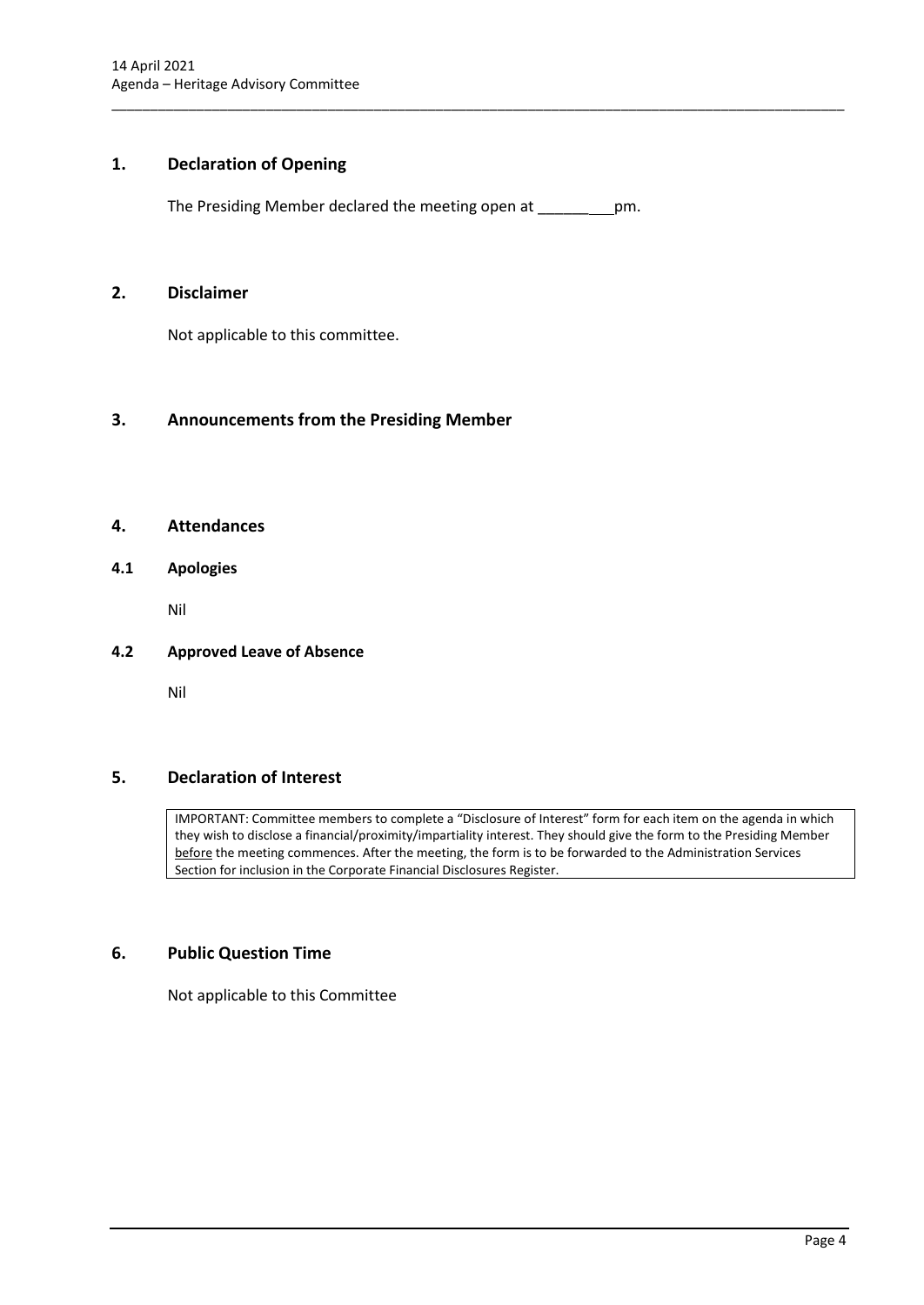## 1. Declaration of Opening

The Presiding Member declared the meeting open at _________pm.

## 2. Disclaimer

Not applicable to this committee.

## 3. Announcements from the Presiding Member

## 4. Attendances

### 4.1 Apologies

Nil

### 4.2 Approved Leave of Absence

Nil

## 5. Declaration of Interest

IMPORTANT: Committee members to complete a "Disclosure of Interest" form for each item on the agenda in which they wish to disclose a financial/proximity/impartiality interest. They should give the form to the Presiding Member before the meeting commences. After the meeting, the form is to be forwarded to the Administration Services Section for inclusion in the Corporate Financial Disclosures Register.

## 6. Public Question Time

Not applicable to this Committee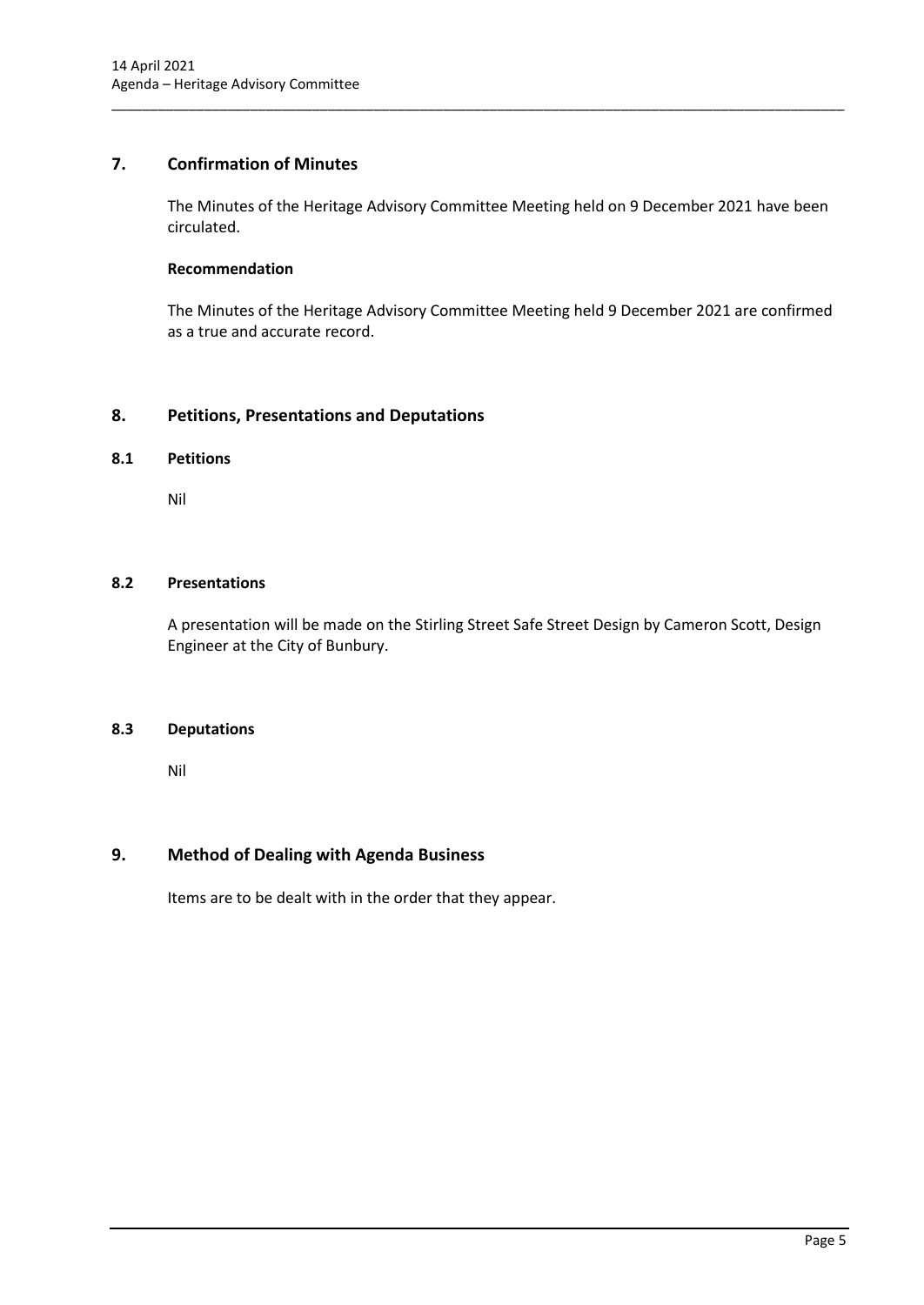## 7. Confirmation of Minutes

The Minutes of the Heritage Advisory Committee Meeting held on 9 December 2021 have been circulated.

**Recommendation**

The Minutes of the Heritage Advisory Committee Meeting held 9 December 2021 are confirmed as a true and accurate record.

## 8. Petitions, Presentations and Deputations

### 8.1 Petitions

Nil

### 8.2 Presentations

A presentation will be made on the Stirling Street Safe Street Design by Cameron Scott, Design Engineer at the City of Bunbury.

### 8.3 Deputations

Nil

## 9. Method of Dealing with Agenda Business

Items are to be dealt with in the order that they appear.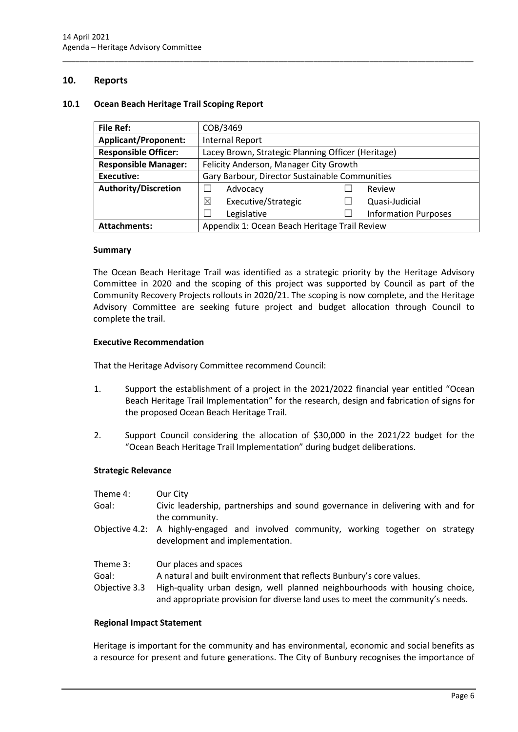## 10. Reports

### 10.1 Ocean Beach Heritage Trail Scoping Report

| File Ref: | COB/3469 | | |
|---|---|---|---|
| **Applicant/Proponent:** | Internal Report | | |
| **Responsible Officer:** | Lacey Brown, Strategic Planning Officer (Heritage) | | |
| **Responsible Manager:** | Felicity Anderson, Manager City Growth | | |
| **Executive:** | Gary Barbour, Director Sustainable Communities | | |
| **Authority/Discretion** | ☐ Advocacy | ☐ Review | |
| | ☒ Executive/Strategic | ☐ Quasi-Judicial | |
| | ☐ Legislative | ☐ Information Purposes | |
| **Attachments:** | Appendix 1: Ocean Beach Heritage Trail Review | | |

#### Summary

The Ocean Beach Heritage Trail was identified as a strategic priority by the Heritage Advisory Committee in 2020 and the scoping of this project was supported by Council as part of the Community Recovery Projects rollouts in 2020/21. The scoping is now complete, and the Heritage Advisory Committee are seeking future project and budget allocation through Council to complete the trail.

#### Executive Recommendation

That the Heritage Advisory Committee recommend Council:

1. Support the establishment of a project in the 2021/2022 financial year entitled "Ocean Beach Heritage Trail Implementation" for the research, design and fabrication of signs for the proposed Ocean Beach Heritage Trail.
2. Support Council considering the allocation of $30,000 in the 2021/22 budget for the "Ocean Beach Heritage Trail Implementation" during budget deliberations.

#### Strategic Relevance

| | |
|---|---|
| Theme 4: | Our City |
| Goal: | Civic leadership, partnerships and sound governance in delivering with and for the community. |
| Objective 4.2: | A highly-engaged and involved community, working together on strategy development and implementation. |
| | |
| Theme 3: | Our places and spaces |
| Goal: | A natural and built environment that reflects Bunbury's core values. |
| Objective 3.3 | High-quality urban design, well planned neighbourhoods with housing choice, and appropriate provision for diverse land uses to meet the community's needs. |

#### Regional Impact Statement

Heritage is important for the community and has environmental, economic and social benefits as a resource for present and future generations. The City of Bunbury recognises the importance of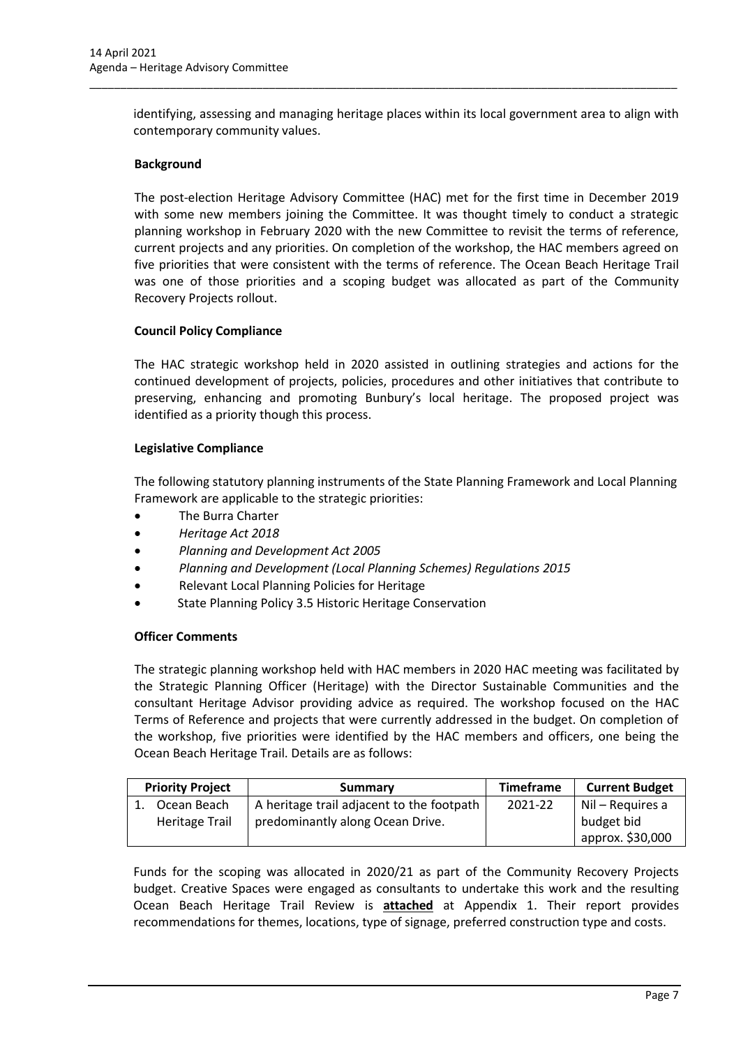identifying, assessing and managing heritage places within its local government area to align with contemporary community values.

**Background**

The post-election Heritage Advisory Committee (HAC) met for the first time in December 2019 with some new members joining the Committee. It was thought timely to conduct a strategic planning workshop in February 2020 with the new Committee to revisit the terms of reference, current projects and any priorities. On completion of the workshop, the HAC members agreed on five priorities that were consistent with the terms of reference. The Ocean Beach Heritage Trail was one of those priorities and a scoping budget was allocated as part of the Community Recovery Projects rollout.

**Council Policy Compliance**

The HAC strategic workshop held in 2020 assisted in outlining strategies and actions for the continued development of projects, policies, procedures and other initiatives that contribute to preserving, enhancing and promoting Bunbury's local heritage. The proposed project was identified as a priority though this process.

**Legislative Compliance**

The following statutory planning instruments of the State Planning Framework and Local Planning Framework are applicable to the strategic priorities:

- The Burra Charter
- *Heritage Act 2018*
- *Planning and Development Act 2005*
- *Planning and Development (Local Planning Schemes) Regulations 2015*
- Relevant Local Planning Policies for Heritage
- State Planning Policy 3.5 Historic Heritage Conservation

**Officer Comments**

The strategic planning workshop held with HAC members in 2020 HAC meeting was facilitated by the Strategic Planning Officer (Heritage) with the Director Sustainable Communities and the consultant Heritage Advisor providing advice as required. The workshop focused on the HAC Terms of Reference and projects that were currently addressed in the budget. On completion of the workshop, five priorities were identified by the HAC members and officers, one being the Ocean Beach Heritage Trail. Details are as follows:

| Priority Project | Summary | Timeframe | Current Budget |
|---|---|---|---|
| 1. Ocean Beach Heritage Trail | A heritage trail adjacent to the footpath predominantly along Ocean Drive. | 2021-22 | Nil – Requires a budget bid approx. $30,000 |

Funds for the scoping was allocated in 2020/21 as part of the Community Recovery Projects budget. Creative Spaces were engaged as consultants to undertake this work and the resulting Ocean Beach Heritage Trail Review is **attached** at Appendix 1. Their report provides recommendations for themes, locations, type of signage, preferred construction type and costs.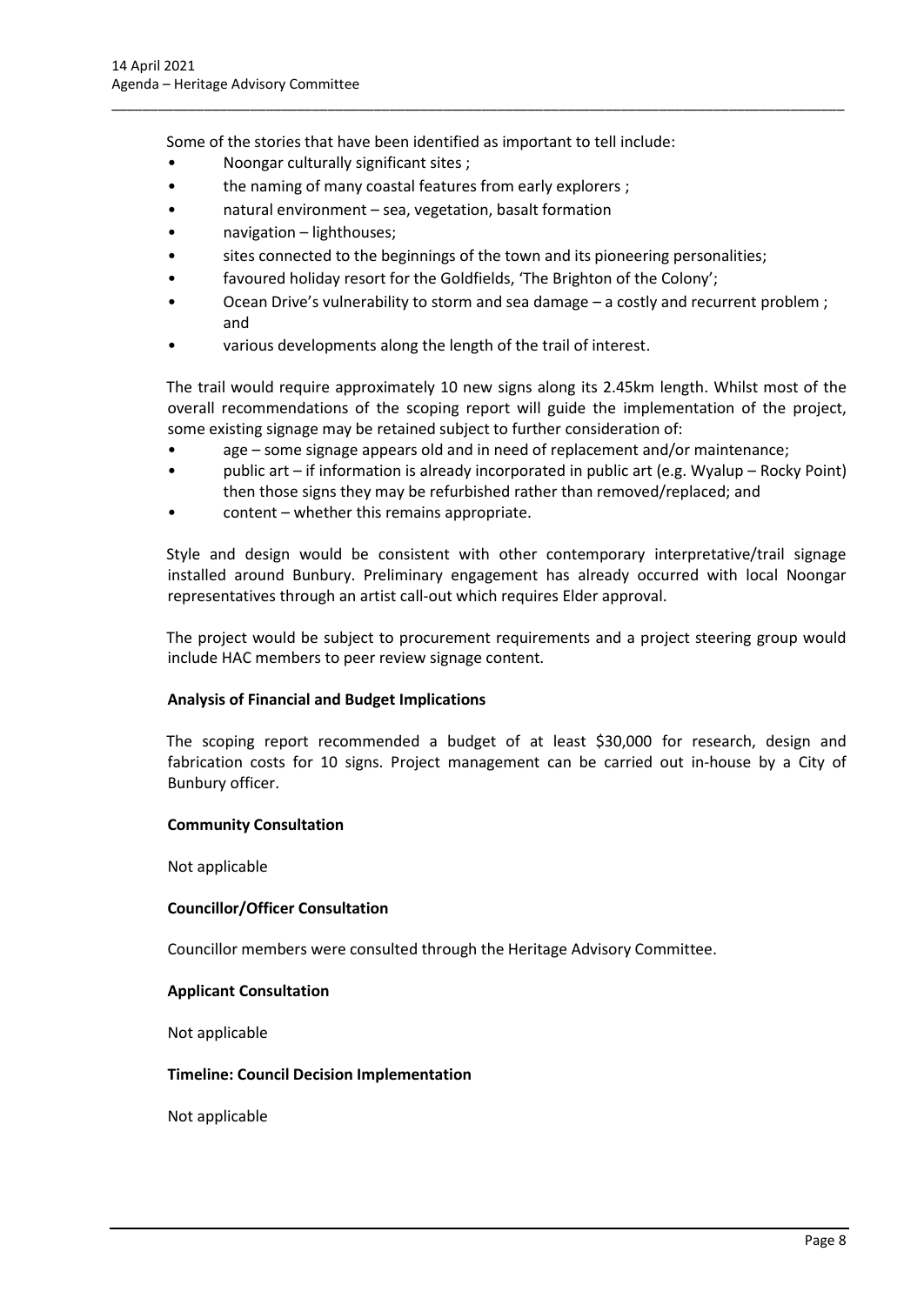Some of the stories that have been identified as important to tell include:

- Noongar culturally significant sites ;
- the naming of many coastal features from early explorers ;
- natural environment – sea, vegetation, basalt formation
- navigation – lighthouses;
- sites connected to the beginnings of the town and its pioneering personalities;
- favoured holiday resort for the Goldfields, 'The Brighton of the Colony';
- Ocean Drive's vulnerability to storm and sea damage – a costly and recurrent problem ; and
- various developments along the length of the trail of interest.

The trail would require approximately 10 new signs along its 2.45km length. Whilst most of the overall recommendations of the scoping report will guide the implementation of the project, some existing signage may be retained subject to further consideration of:

- age – some signage appears old and in need of replacement and/or maintenance;
- public art – if information is already incorporated in public art (e.g. Wyalup – Rocky Point) then those signs they may be refurbished rather than removed/replaced; and
- content – whether this remains appropriate.

Style and design would be consistent with other contemporary interpretative/trail signage installed around Bunbury. Preliminary engagement has already occurred with local Noongar representatives through an artist call-out which requires Elder approval.

The project would be subject to procurement requirements and a project steering group would include HAC members to peer review signage content.

**Analysis of Financial and Budget Implications**

The scoping report recommended a budget of at least $30,000 for research, design and fabrication costs for 10 signs. Project management can be carried out in-house by a City of Bunbury officer.

**Community Consultation**

Not applicable

**Councillor/Officer Consultation**

Councillor members were consulted through the Heritage Advisory Committee.

**Applicant Consultation**

Not applicable

**Timeline: Council Decision Implementation**

Not applicable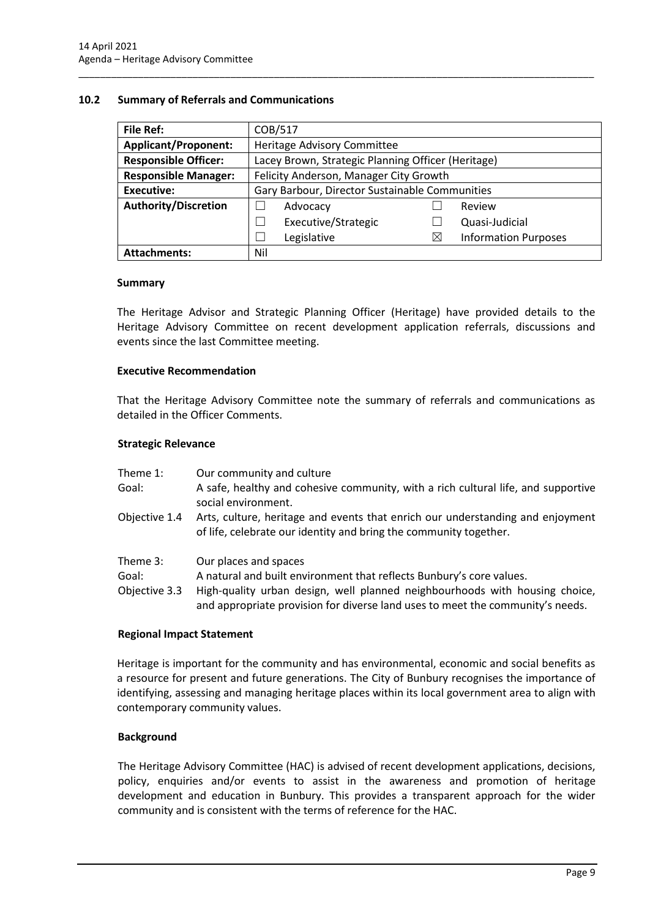## 10.2 Summary of Referrals and Communications

| File Ref: | COB/517 | | | |
|---|---|---|---|---|
| Applicant/Proponent: | Heritage Advisory Committee | | | |
| Responsible Officer: | Lacey Brown, Strategic Planning Officer (Heritage) | | | |
| Responsible Manager: | Felicity Anderson, Manager City Growth | | | |
| Executive: | Gary Barbour, Director Sustainable Communities | | | |
| Authority/Discretion | ☐ | Advocacy | ☐ | Review |
| | ☐ | Executive/Strategic | ☐ | Quasi-Judicial |
| | ☐ | Legislative | ☒ | Information Purposes |
| Attachments: | Nil | | | |

### Summary

The Heritage Advisor and Strategic Planning Officer (Heritage) have provided details to the Heritage Advisory Committee on recent development application referrals, discussions and events since the last Committee meeting.

### Executive Recommendation

That the Heritage Advisory Committee note the summary of referrals and communications as detailed in the Officer Comments.

### Strategic Relevance

| | |
|---|---|
| Theme 1: | Our community and culture |
| Goal: | A safe, healthy and cohesive community, with a rich cultural life, and supportive social environment. |
| Objective 1.4 | Arts, culture, heritage and events that enrich our understanding and enjoyment of life, celebrate our identity and bring the community together. |
| Theme 3: | Our places and spaces |
| Goal: | A natural and built environment that reflects Bunbury's core values. |
| Objective 3.3 | High-quality urban design, well planned neighbourhoods with housing choice, and appropriate provision for diverse land uses to meet the community's needs. |

### Regional Impact Statement

Heritage is important for the community and has environmental, economic and social benefits as a resource for present and future generations. The City of Bunbury recognises the importance of identifying, assessing and managing heritage places within its local government area to align with contemporary community values.

### Background

The Heritage Advisory Committee (HAC) is advised of recent development applications, decisions, policy, enquiries and/or events to assist in the awareness and promotion of heritage development and education in Bunbury. This provides a transparent approach for the wider community and is consistent with the terms of reference for the HAC.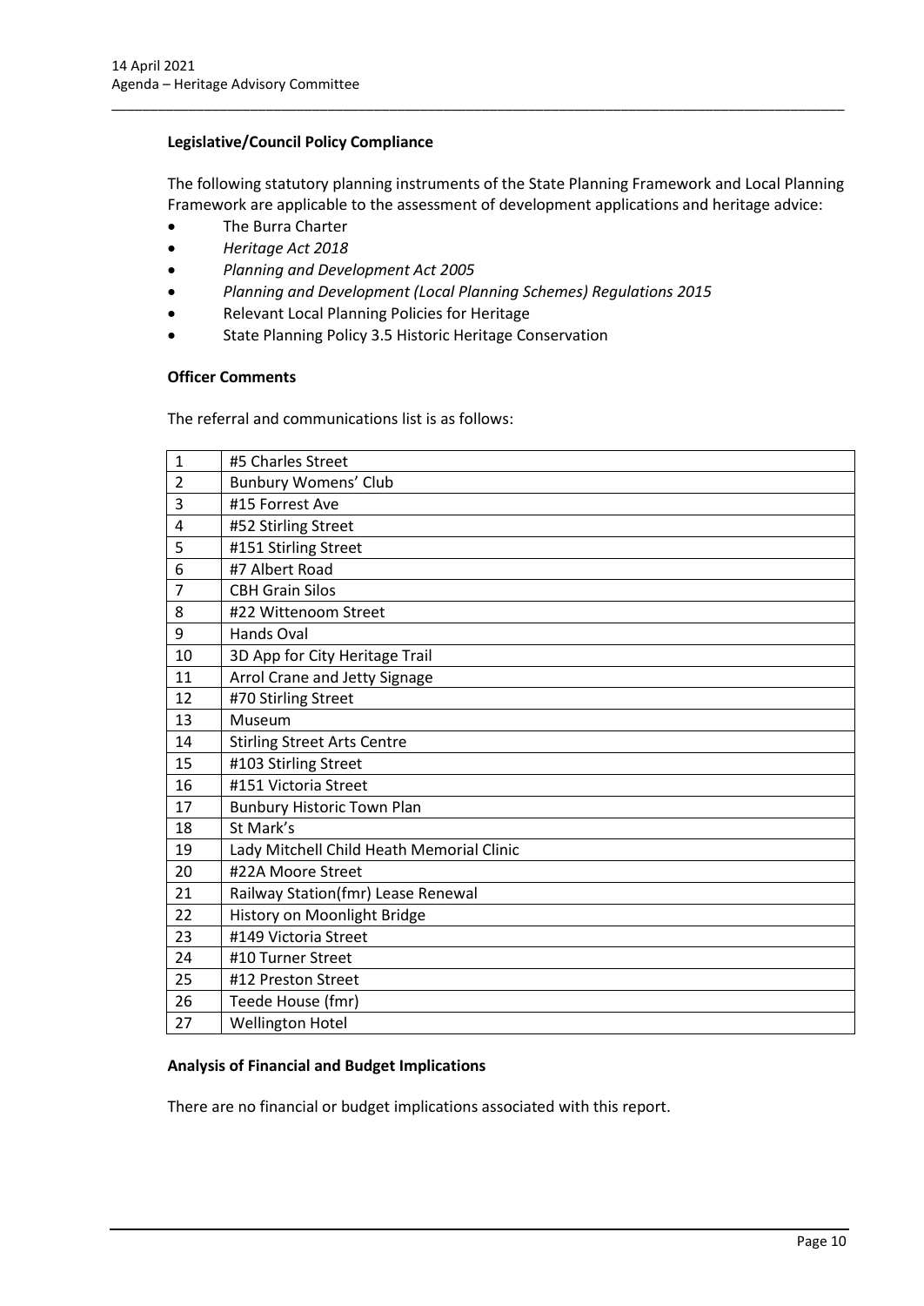**Legislative/Council Policy Compliance**

The following statutory planning instruments of the State Planning Framework and Local Planning Framework are applicable to the assessment of development applications and heritage advice:

- The Burra Charter
- *Heritage Act 2018*
- *Planning and Development Act 2005*
- *Planning and Development (Local Planning Schemes) Regulations 2015*
- Relevant Local Planning Policies for Heritage
- State Planning Policy 3.5 Historic Heritage Conservation

**Officer Comments**

The referral and communications list is as follows:

| | |
|---|---|
| 1 | #5 Charles Street |
| 2 | Bunbury Womens' Club |
| 3 | #15 Forrest Ave |
| 4 | #52 Stirling Street |
| 5 | #151 Stirling Street |
| 6 | #7 Albert Road |
| 7 | CBH Grain Silos |
| 8 | #22 Wittenoom Street |
| 9 | Hands Oval |
| 10 | 3D App for City Heritage Trail |
| 11 | Arrol Crane and Jetty Signage |
| 12 | #70 Stirling Street |
| 13 | Museum |
| 14 | Stirling Street Arts Centre |
| 15 | #103 Stirling Street |
| 16 | #151 Victoria Street |
| 17 | Bunbury Historic Town Plan |
| 18 | St Mark's |
| 19 | Lady Mitchell Child Heath Memorial Clinic |
| 20 | #22A Moore Street |
| 21 | Railway Station(fmr) Lease Renewal |
| 22 | History on Moonlight Bridge |
| 23 | #149 Victoria Street |
| 24 | #10 Turner Street |
| 25 | #12 Preston Street |
| 26 | Teede House (fmr) |
| 27 | Wellington Hotel |

**Analysis of Financial and Budget Implications**

There are no financial or budget implications associated with this report.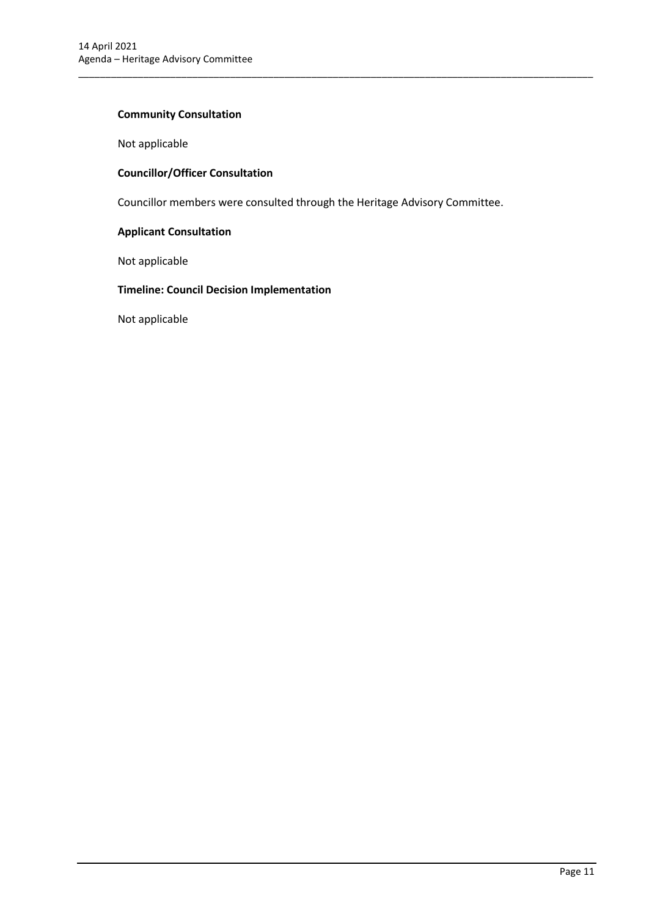**Community Consultation**

Not applicable

**Councillor/Officer Consultation**

Councillor members were consulted through the Heritage Advisory Committee.

**Applicant Consultation**

Not applicable

**Timeline: Council Decision Implementation**

Not applicable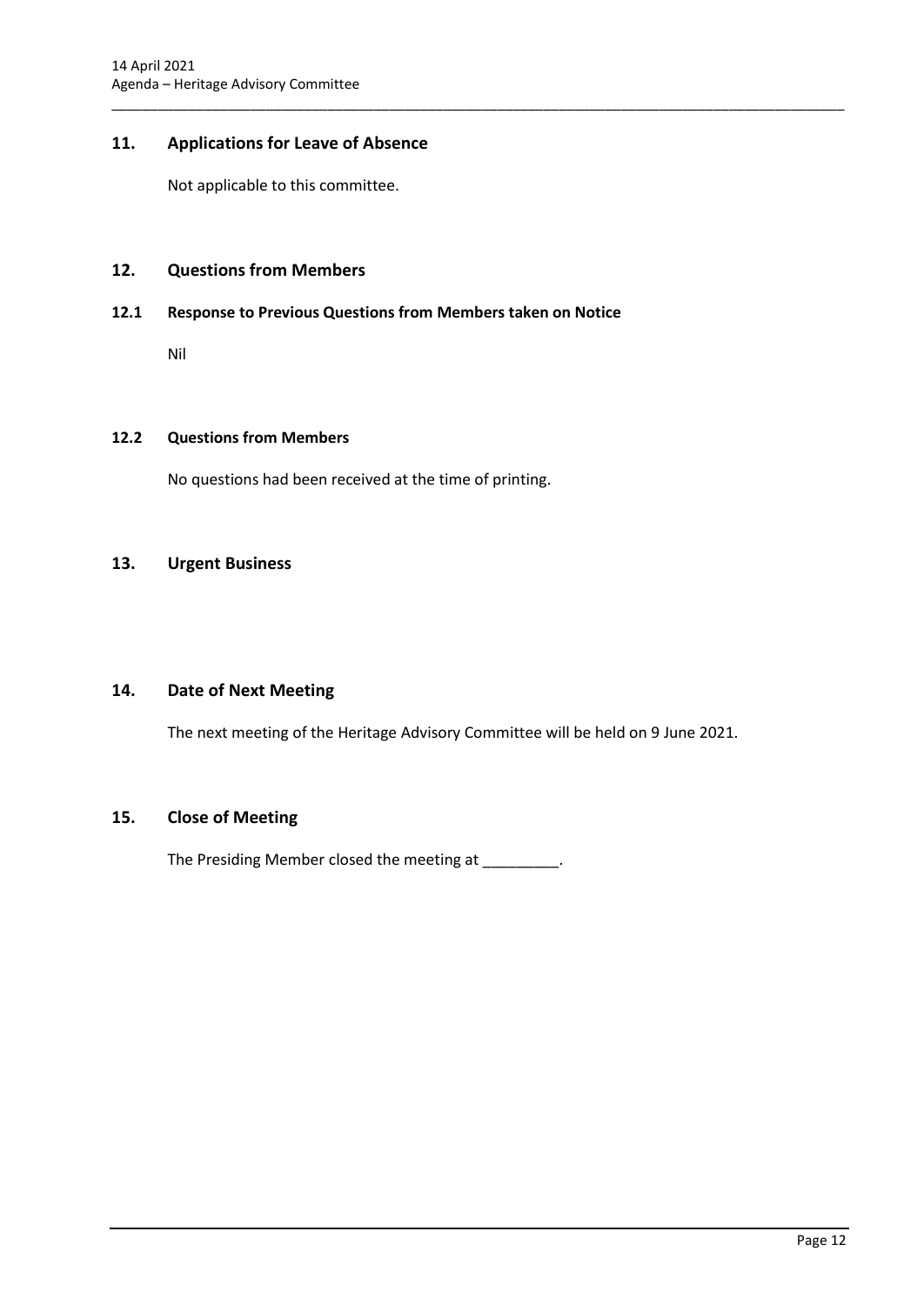## 11. Applications for Leave of Absence

Not applicable to this committee.

## 12. Questions from Members

### 12.1 Response to Previous Questions from Members taken on Notice

Nil

### 12.2 Questions from Members

No questions had been received at the time of printing.

## 13. Urgent Business

## 14. Date of Next Meeting

The next meeting of the Heritage Advisory Committee will be held on 9 June 2021.

## 15. Close of Meeting

The Presiding Member closed the meeting at _________.